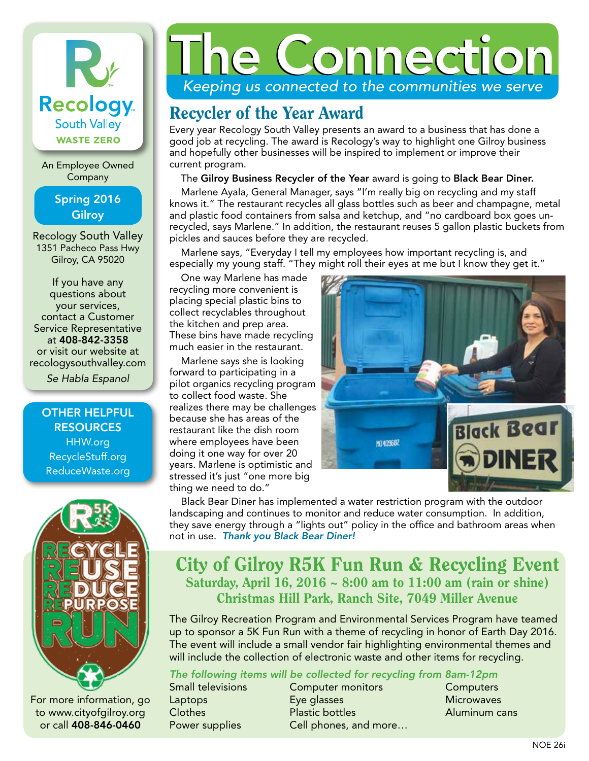# The Connection

*Keeping us connected to the communities we serve*

Recology South Valley
WASTE ZERO

An Employee Owned Company

Spring 2016
Gilroy

Recology South Valley
1351 Pacheco Pass Hwy
Gilroy, CA 95020

If you have any questions about your services, contact a Customer Service Representative at **408-842-3358** or visit our website at recologysouthvalley.com

*Se Habla Espanol*

**OTHER HELPFUL RESOURCES**
HHW.org
RecycleStuff.org
ReduceWaste.org

## Recycler of the Year Award

Every year Recology South Valley presents an award to a business that has done a good job at recycling. The award is Recology's way to highlight one Gilroy business and hopefully other businesses will be inspired to implement or improve their current program.

The **Gilroy Business Recycler of the Year** award is going to **Black Bear Diner.**

Marlene Ayala, General Manager, says "I'm really big on recycling and my staff knows it." The restaurant recycles all glass bottles such as beer and champagne, metal and plastic food containers from salsa and ketchup, and "no cardboard box goes un-recycled, says Marlene." In addition, the restaurant reuses 5 gallon plastic buckets from pickles and sauces before they are recycled.

Marlene says, "Everyday I tell my employees how important recycling is, and especially my young staff. "They might roll their eyes at me but I know they get it."

One way Marlene has made recycling more convenient is placing special plastic bins to collect recyclables throughout the kitchen and prep area. These bins have made recycling much easier in the restaurant.

Marlene says she is looking forward to participating in a pilot organics recycling program to collect food waste. She realizes there may be challenges because she has areas of the restaurant like the dish room where employees have been doing it one way for over 20 years. Marlene is optimistic and stressed it's just "one more big thing we need to do."

Black Bear Diner has implemented a water restriction program with the outdoor landscaping and continues to monitor and reduce water consumption. In addition, they save energy through a "lights out" policy in the office and bathroom areas when not in use. ***Thank you Black Bear Diner!***

## City of Gilroy R5K Fun Run & Recycling Event

### Saturday, April 16, 2016 ~ 8:00 am to 11:00 am (rain or shine)

### Christmas Hill Park, Ranch Site, 7049 Miller Avenue

The Gilroy Recreation Program and Environmental Services Program have teamed up to sponsor a 5K Fun Run with a theme of recycling in honor of Earth Day 2016. The event will include a small vendor fair highlighting environmental themes and will include the collection of electronic waste and other items for recycling.

*The following items will be collected for recycling from 8am-12pm*

- Small televisions
- Laptops
- Clothes
- Power supplies
- Computer monitors
- Eye glasses
- Plastic bottles
- Cell phones, and more…
- Computers
- Microwaves
- Aluminum cans

R5K — RECYCLE REUSE REDUCE REPURPOSE RUN

For more information, go to www.cityofgilroy.org or call **408-846-0460**

NOE 26i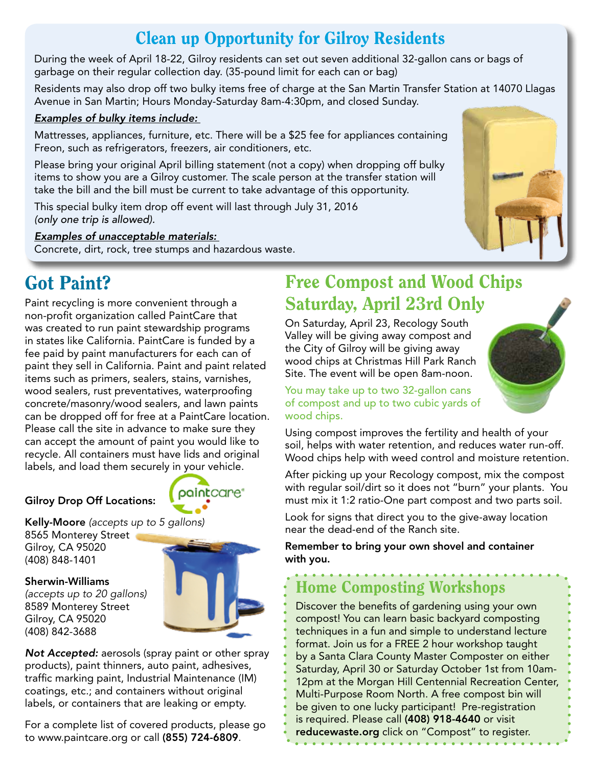## Clean up Opportunity for Gilroy Residents

During the week of April 18-22, Gilroy residents can set out seven additional 32-gallon cans or bags of garbage on their regular collection day. (35-pound limit for each can or bag)

Residents may also drop off two bulky items free of charge at the San Martin Transfer Station at 14070 Llagas Avenue in San Martin; Hours Monday-Saturday 8am-4:30pm, and closed Sunday.

***Examples of bulky items include:***

Mattresses, appliances, furniture, etc. There will be a $25 fee for appliances containing Freon, such as refrigerators, freezers, air conditioners, etc.

Please bring your original April billing statement (not a copy) when dropping off bulky items to show you are a Gilroy customer. The scale person at the transfer station will take the bill and the bill must be current to take advantage of this opportunity.

This special bulky item drop off event will last through July 31, 2016
*(only one trip is allowed).*

***Examples of unacceptable materials:***
Concrete, dirt, rock, tree stumps and hazardous waste.

## Got Paint?

Paint recycling is more convenient through a non-profit organization called PaintCare that was created to run paint stewardship programs in states like California. PaintCare is funded by a fee paid by paint manufacturers for each can of paint they sell in California. Paint and paint related items such as primers, sealers, stains, varnishes, wood sealers, rust preventatives, waterproofing concrete/masonry/wood sealers, and lawn paints can be dropped off for free at a PaintCare location. Please call the site in advance to make sure they can accept the amount of paint you would like to recycle. All containers must have lids and original labels, and load them securely in your vehicle.

**Gilroy Drop Off Locations:**

**Kelly-Moore** *(accepts up to 5 gallons)*
8565 Monterey Street
Gilroy, CA 95020
(408) 848-1401

**Sherwin-Williams**
*(accepts up to 20 gallons)*
8589 Monterey Street
Gilroy, CA 95020
(408) 842-3688

***Not Accepted:*** aerosols (spray paint or other spray products), paint thinners, auto paint, adhesives, traffic marking paint, Industrial Maintenance (IM) coatings, etc.; and containers without original labels, or containers that are leaking or empty.

For a complete list of covered products, please go to www.paintcare.org or call **(855) 724-6809**.

## Free Compost and Wood Chips Saturday, April 23rd Only

On Saturday, April 23, Recology South Valley will be giving away compost and the City of Gilroy will be giving away wood chips at Christmas Hill Park Ranch Site. The event will be open 8am-noon.

You may take up to two 32-gallon cans of compost and up to two cubic yards of wood chips.

Using compost improves the fertility and health of your soil, helps with water retention, and reduces water run-off. Wood chips help with weed control and moisture retention.

After picking up your Recology compost, mix the compost with regular soil/dirt so it does not "burn" your plants. You must mix it 1:2 ratio-One part compost and two parts soil.

Look for signs that direct you to the give-away location near the dead-end of the Ranch site.

**Remember to bring your own shovel and container with you.**

### Home Composting Workshops

Discover the benefits of gardening using your own compost! You can learn basic backyard composting techniques in a fun and simple to understand lecture format. Join us for a FREE 2 hour workshop taught by a Santa Clara County Master Composter on either Saturday, April 30 or Saturday October 1st from 10am-12pm at the Morgan Hill Centennial Recreation Center, Multi-Purpose Room North. A free compost bin will be given to one lucky participant! Pre-registration is required. Please call **(408) 918-4640** or visit **reducewaste.org** click on "Compost" to register.